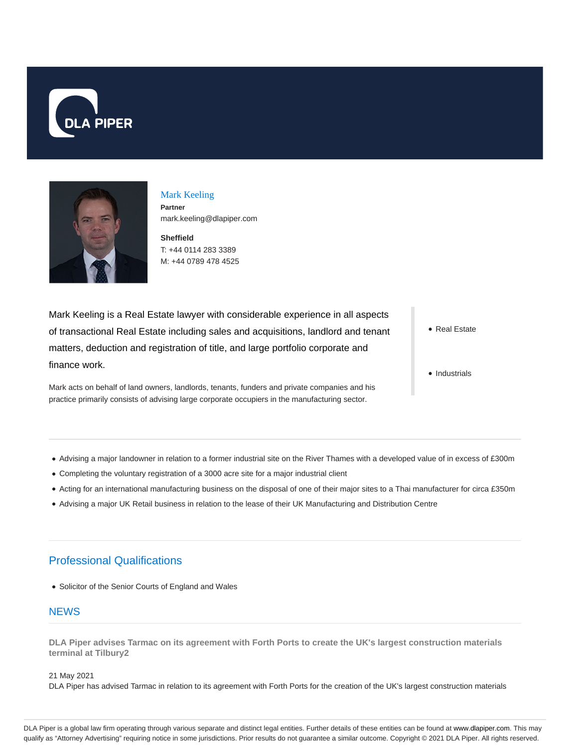# Mark Keeling

**Partner**

mark.keeling@dlapiper.com

**Sheffield**

T: +44 0114 283 3389

M: +44 0789 478 4525

Mark Keeling is a Real Estate lawyer with considerable experience in all aspects of transactional Real Estate including sales and acquisitions, landlord and tenant matters, deduction and registration of title, and large portfolio corporate and finance work.

Mark acts on behalf of land owners, landlords, tenants, funders and private companies and his practice primarily consists of advising large corporate occupiers in the manufacturing sector.

- Real Estate
- Industrials

- Advising a major landowner in relation to a former industrial site on the River Thames with a developed value of in excess of £300m
- Completing the voluntary registration of a 3000 acre site for a major industrial client
- Acting for an international manufacturing business on the disposal of one of their major sites to a Thai manufacturer for circa £350m
- Advising a major UK Retail business in relation to the lease of their UK Manufacturing and Distribution Centre

## Professional Qualifications

- Solicitor of the Senior Courts of England and Wales

## NEWS

**DLA Piper advises Tarmac on its agreement with Forth Ports to create the UK's largest construction materials terminal at Tilbury2**

21 May 2021

DLA Piper has advised Tarmac in relation to its agreement with Forth Ports for the creation of the UK's largest construction materials

DLA Piper is a global law firm operating through various separate and distinct legal entities. Further details of these entities can be found at www.dlapiper.com. This may qualify as "Attorney Advertising" requiring notice in some jurisdictions. Prior results do not guarantee a similar outcome. Copyright © 2021 DLA Piper. All rights reserved.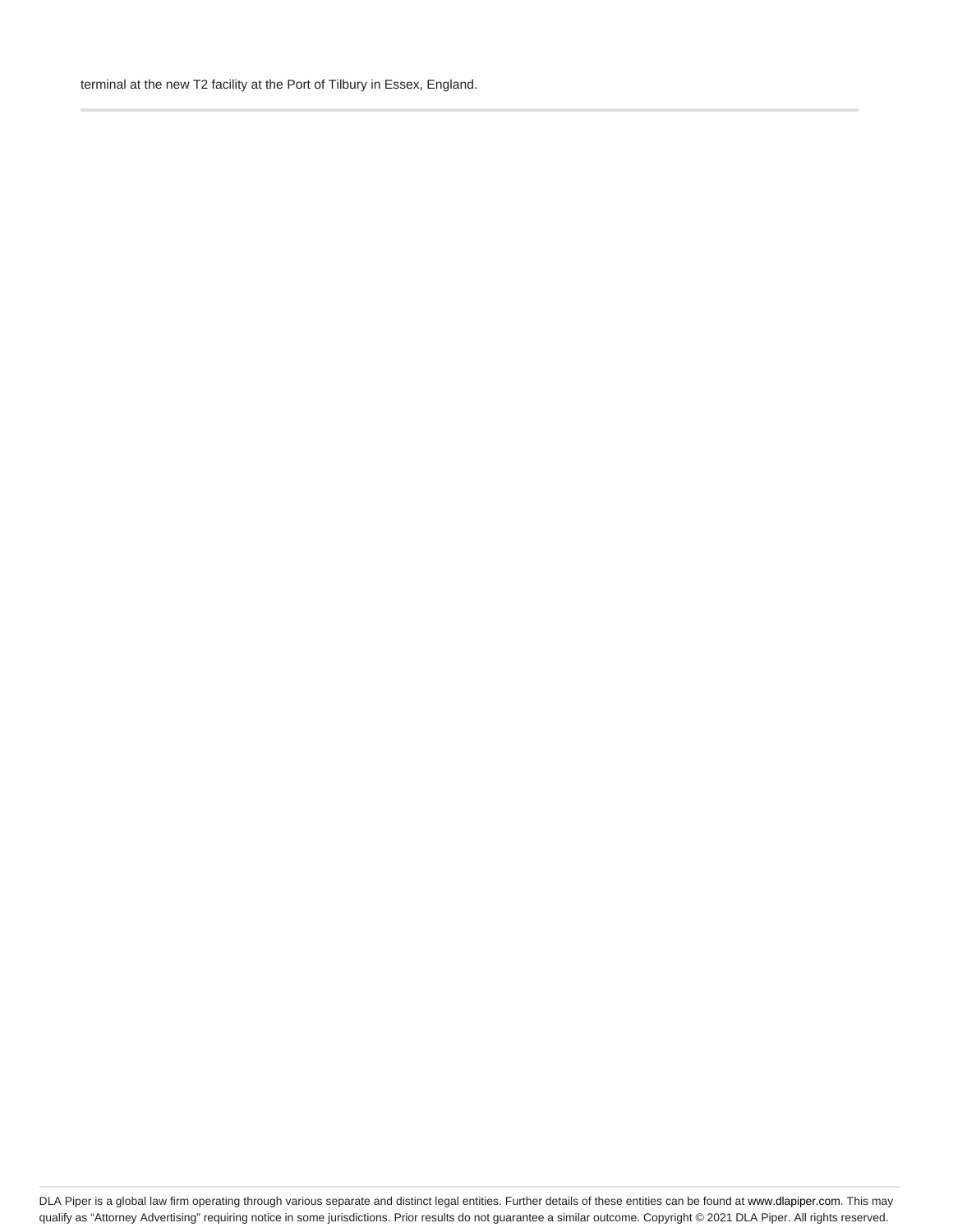terminal at the new T2 facility at the Port of Tilbury in Essex, England.

---

DLA Piper is a global law firm operating through various separate and distinct legal entities. Further details of these entities can be found at www.dlapiper.com. This may qualify as "Attorney Advertising" requiring notice in some jurisdictions. Prior results do not guarantee a similar outcome. Copyright © 2021 DLA Piper. All rights reserved.